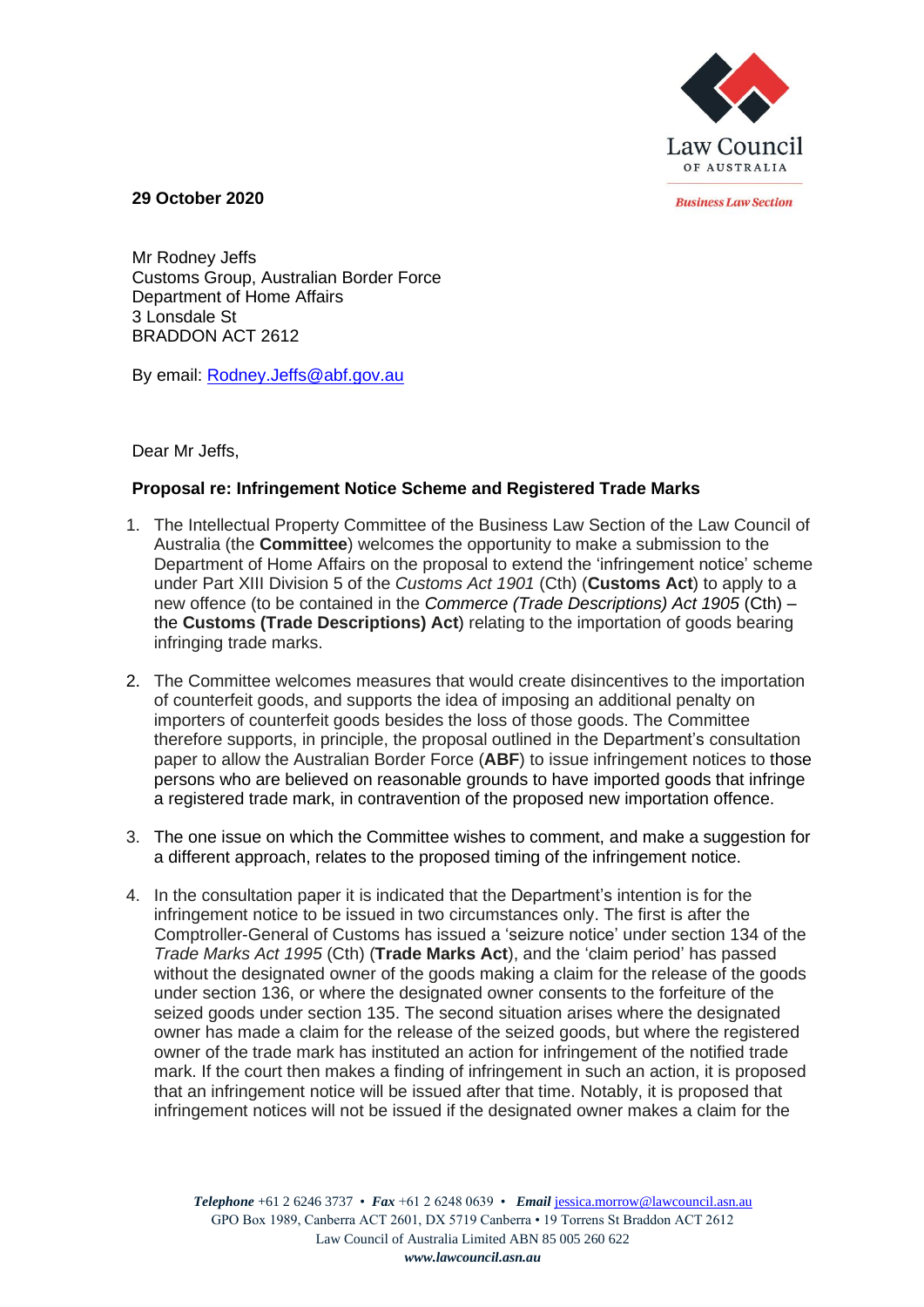Law Council OF AUSTRALIA

*Business Law Section*

**29 October 2020**

Mr Rodney Jeffs
Customs Group, Australian Border Force
Department of Home Affairs
3 Lonsdale St
BRADDON ACT 2612

By email: Rodney.Jeffs@abf.gov.au

Dear Mr Jeffs,

**Proposal re: Infringement Notice Scheme and Registered Trade Marks**

1. The Intellectual Property Committee of the Business Law Section of the Law Council of Australia (the **Committee**) welcomes the opportunity to make a submission to the Department of Home Affairs on the proposal to extend the 'infringement notice' scheme under Part XIII Division 5 of the *Customs Act 1901* (Cth) (**Customs Act**) to apply to a new offence (to be contained in the *Commerce (Trade Descriptions) Act 1905* (Cth) – the **Customs (Trade Descriptions) Act**) relating to the importation of goods bearing infringing trade marks.

2. The Committee welcomes measures that would create disincentives to the importation of counterfeit goods, and supports the idea of imposing an additional penalty on importers of counterfeit goods besides the loss of those goods. The Committee therefore supports, in principle, the proposal outlined in the Department's consultation paper to allow the Australian Border Force (**ABF**) to issue infringement notices to those persons who are believed on reasonable grounds to have imported goods that infringe a registered trade mark, in contravention of the proposed new importation offence.

3. The one issue on which the Committee wishes to comment, and make a suggestion for a different approach, relates to the proposed timing of the infringement notice.

4. In the consultation paper it is indicated that the Department's intention is for the infringement notice to be issued in two circumstances only. The first is after the Comptroller-General of Customs has issued a 'seizure notice' under section 134 of the *Trade Marks Act 1995* (Cth) (**Trade Marks Act**), and the 'claim period' has passed without the designated owner of the goods making a claim for the release of the goods under section 136, or where the designated owner consents to the forfeiture of the seized goods under section 135. The second situation arises where the designated owner has made a claim for the release of the seized goods, but where the registered owner of the trade mark has instituted an action for infringement of the notified trade mark. If the court then makes a finding of infringement in such an action, it is proposed that an infringement notice will be issued after that time. Notably, it is proposed that infringement notices will not be issued if the designated owner makes a claim for the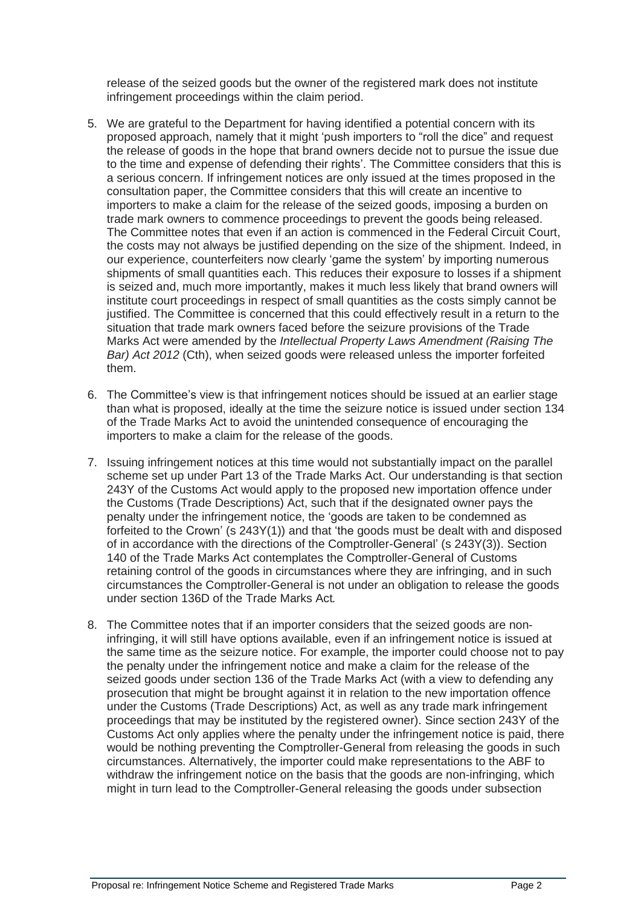release of the seized goods but the owner of the registered mark does not institute infringement proceedings within the claim period.

5. We are grateful to the Department for having identified a potential concern with its proposed approach, namely that it might 'push importers to "roll the dice" and request the release of goods in the hope that brand owners decide not to pursue the issue due to the time and expense of defending their rights'. The Committee considers that this is a serious concern. If infringement notices are only issued at the times proposed in the consultation paper, the Committee considers that this will create an incentive to importers to make a claim for the release of the seized goods, imposing a burden on trade mark owners to commence proceedings to prevent the goods being released. The Committee notes that even if an action is commenced in the Federal Circuit Court, the costs may not always be justified depending on the size of the shipment. Indeed, in our experience, counterfeiters now clearly 'game the system' by importing numerous shipments of small quantities each. This reduces their exposure to losses if a shipment is seized and, much more importantly, makes it much less likely that brand owners will institute court proceedings in respect of small quantities as the costs simply cannot be justified. The Committee is concerned that this could effectively result in a return to the situation that trade mark owners faced before the seizure provisions of the Trade Marks Act were amended by the *Intellectual Property Laws Amendment (Raising The Bar) Act 2012* (Cth), when seized goods were released unless the importer forfeited them.

6. The Committee's view is that infringement notices should be issued at an earlier stage than what is proposed, ideally at the time the seizure notice is issued under section 134 of the Trade Marks Act to avoid the unintended consequence of encouraging the importers to make a claim for the release of the goods.

7. Issuing infringement notices at this time would not substantially impact on the parallel scheme set up under Part 13 of the Trade Marks Act. Our understanding is that section 243Y of the Customs Act would apply to the proposed new importation offence under the Customs (Trade Descriptions) Act, such that if the designated owner pays the penalty under the infringement notice, the 'goods are taken to be condemned as forfeited to the Crown' (s 243Y(1)) and that 'the goods must be dealt with and disposed of in accordance with the directions of the Comptroller-General' (s 243Y(3)). Section 140 of the Trade Marks Act contemplates the Comptroller-General of Customs retaining control of the goods in circumstances where they are infringing, and in such circumstances the Comptroller-General is not under an obligation to release the goods under section 136D of the Trade Marks Act*.*

8. The Committee notes that if an importer considers that the seized goods are non-infringing, it will still have options available, even if an infringement notice is issued at the same time as the seizure notice. For example, the importer could choose not to pay the penalty under the infringement notice and make a claim for the release of the seized goods under section 136 of the Trade Marks Act (with a view to defending any prosecution that might be brought against it in relation to the new importation offence under the Customs (Trade Descriptions) Act, as well as any trade mark infringement proceedings that may be instituted by the registered owner). Since section 243Y of the Customs Act only applies where the penalty under the infringement notice is paid, there would be nothing preventing the Comptroller-General from releasing the goods in such circumstances. Alternatively, the importer could make representations to the ABF to withdraw the infringement notice on the basis that the goods are non-infringing, which might in turn lead to the Comptroller-General releasing the goods under subsection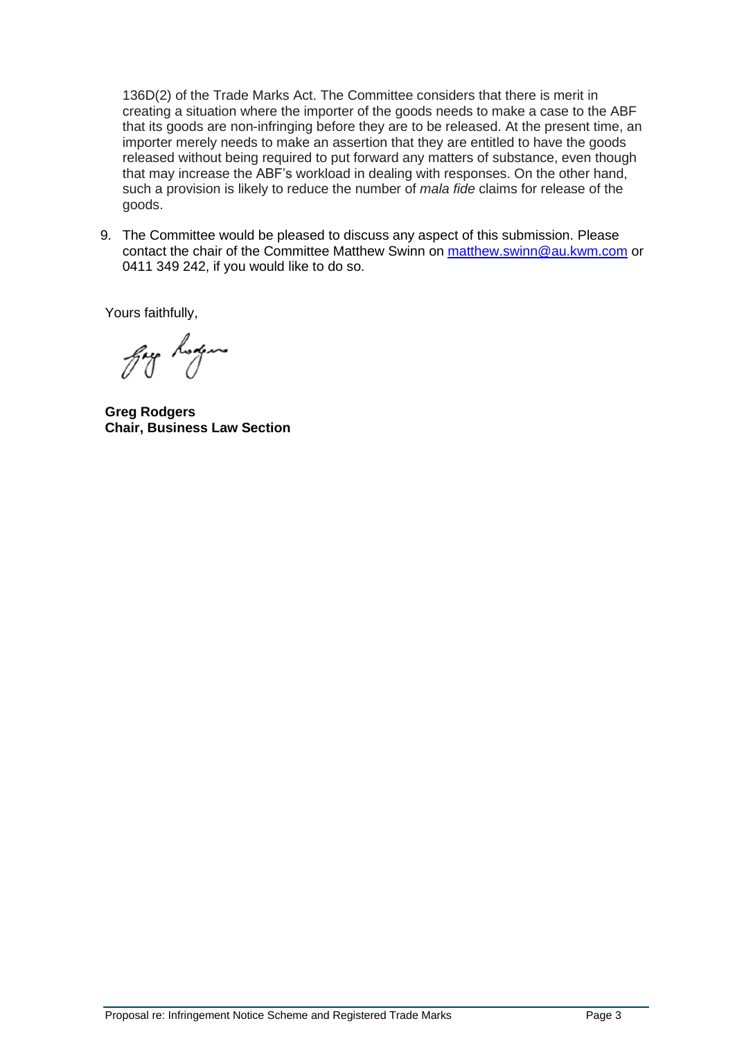136D(2) of the Trade Marks Act. The Committee considers that there is merit in creating a situation where the importer of the goods needs to make a case to the ABF that its goods are non-infringing before they are to be released. At the present time, an importer merely needs to make an assertion that they are entitled to have the goods released without being required to put forward any matters of substance, even though that may increase the ABF's workload in dealing with responses. On the other hand, such a provision is likely to reduce the number of *mala fide* claims for release of the goods.

9. The Committee would be pleased to discuss any aspect of this submission. Please contact the chair of the Committee Matthew Swinn on matthew.swinn@au.kwm.com or 0411 349 242, if you would like to do so.

Yours faithfully,

**Greg Rodgers**
**Chair, Business Law Section**